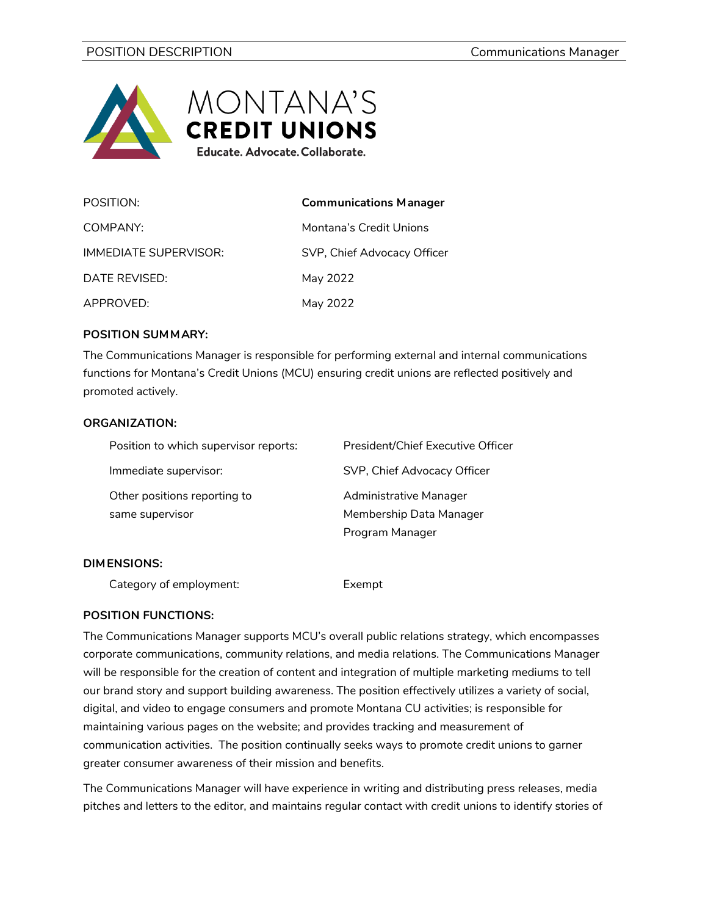MONTANA'S
**CREDIT UNIONS**
**Educate. Advocate. Collaborate.**

| | |
|---|---|
| POSITION: | **Communications Manager** |
| COMPANY: | Montana's Credit Unions |
| IMMEDIATE SUPERVISOR: | SVP, Chief Advocacy Officer |
| DATE REVISED: | May 2022 |
| APPROVED: | May 2022 |

**POSITION SUMMARY:**

The Communications Manager is responsible for performing external and internal communications functions for Montana's Credit Unions (MCU) ensuring credit unions are reflected positively and promoted actively.

**ORGANIZATION:**

| | |
|---|---|
| Position to which supervisor reports: | President/Chief Executive Officer |
| Immediate supervisor: | SVP, Chief Advocacy Officer |
| Other positions reporting to same supervisor | Administrative Manager<br>Membership Data Manager<br>Program Manager |

**DIMENSIONS:**

| | |
|---|---|
| Category of employment: | Exempt |

**POSITION FUNCTIONS:**

The Communications Manager supports MCU's overall public relations strategy, which encompasses corporate communications, community relations, and media relations. The Communications Manager will be responsible for the creation of content and integration of multiple marketing mediums to tell our brand story and support building awareness. The position effectively utilizes a variety of social, digital, and video to engage consumers and promote Montana CU activities; is responsible for maintaining various pages on the website; and provides tracking and measurement of communication activities. The position continually seeks ways to promote credit unions to garner greater consumer awareness of their mission and benefits.

The Communications Manager will have experience in writing and distributing press releases, media pitches and letters to the editor, and maintains regular contact with credit unions to identify stories of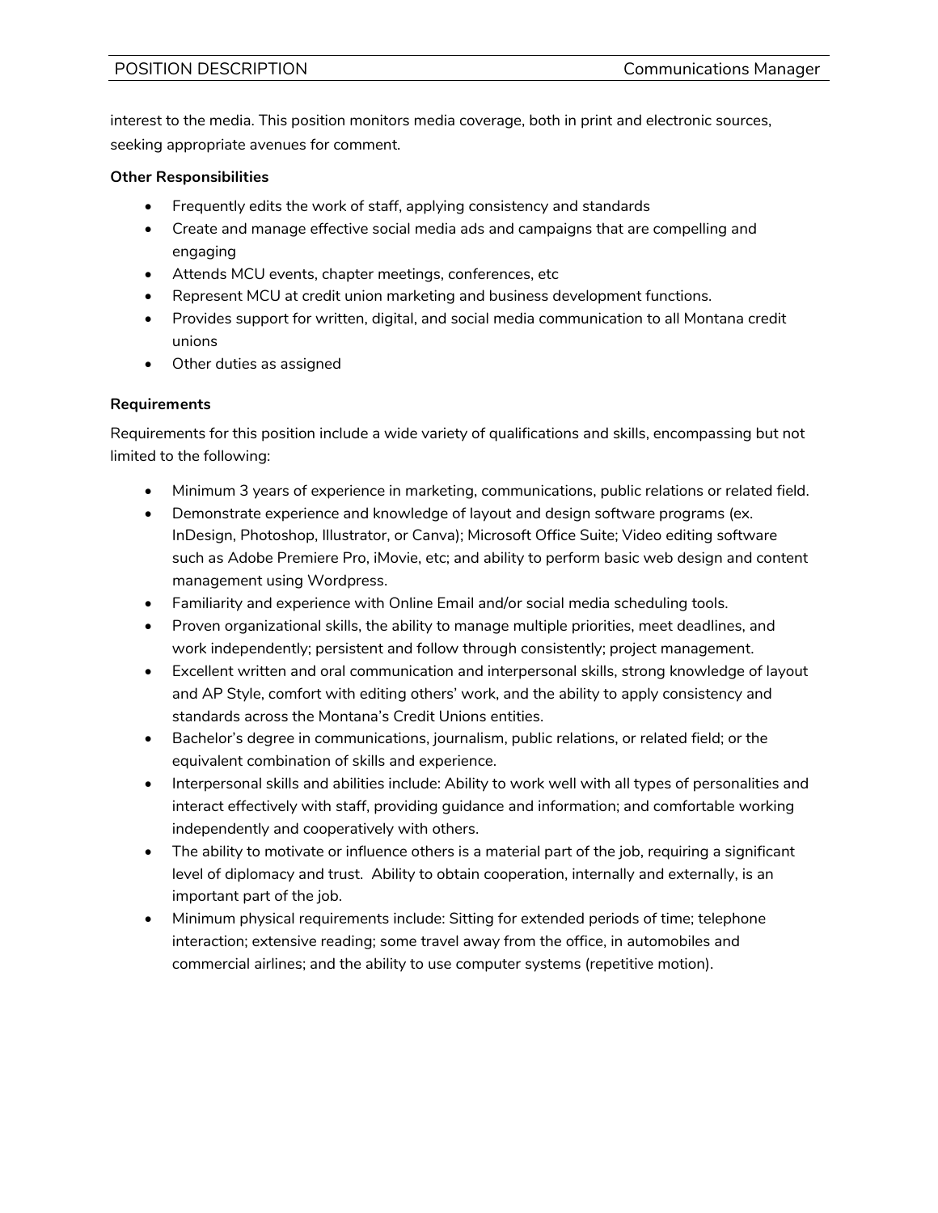interest to the media. This position monitors media coverage, both in print and electronic sources, seeking appropriate avenues for comment.

**Other Responsibilities**

- Frequently edits the work of staff, applying consistency and standards
- Create and manage effective social media ads and campaigns that are compelling and engaging
- Attends MCU events, chapter meetings, conferences, etc
- Represent MCU at credit union marketing and business development functions.
- Provides support for written, digital, and social media communication to all Montana credit unions
- Other duties as assigned

**Requirements**

Requirements for this position include a wide variety of qualifications and skills, encompassing but not limited to the following:

- Minimum 3 years of experience in marketing, communications, public relations or related field.
- Demonstrate experience and knowledge of layout and design software programs (ex. InDesign, Photoshop, Illustrator, or Canva); Microsoft Office Suite; Video editing software such as Adobe Premiere Pro, iMovie, etc; and ability to perform basic web design and content management using Wordpress.
- Familiarity and experience with Online Email and/or social media scheduling tools.
- Proven organizational skills, the ability to manage multiple priorities, meet deadlines, and work independently; persistent and follow through consistently; project management.
- Excellent written and oral communication and interpersonal skills, strong knowledge of layout and AP Style, comfort with editing others' work, and the ability to apply consistency and standards across the Montana's Credit Unions entities.
- Bachelor's degree in communications, journalism, public relations, or related field; or the equivalent combination of skills and experience.
- Interpersonal skills and abilities include: Ability to work well with all types of personalities and interact effectively with staff, providing guidance and information; and comfortable working independently and cooperatively with others.
- The ability to motivate or influence others is a material part of the job, requiring a significant level of diplomacy and trust. Ability to obtain cooperation, internally and externally, is an important part of the job.
- Minimum physical requirements include: Sitting for extended periods of time; telephone interaction; extensive reading; some travel away from the office, in automobiles and commercial airlines; and the ability to use computer systems (repetitive motion).